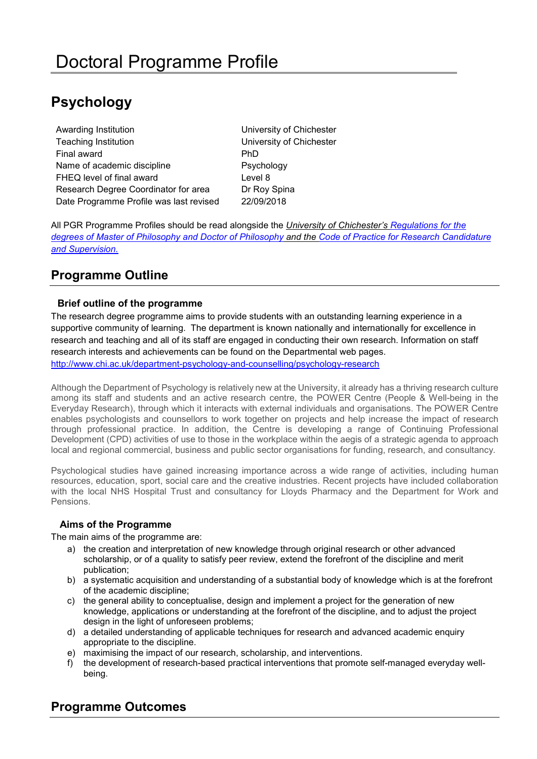# Doctoral Programme Profile

## Psychology

| | |
|---|---|
| Awarding Institution | University of Chichester |
| Teaching Institution | University of Chichester |
| Final award | PhD |
| Name of academic discipline | Psychology |
| FHEQ level of final award | Level 8 |
| Research Degree Coordinator for area | Dr Roy Spina |
| Date Programme Profile was last revised | 22/09/2018 |

All PGR Programme Profiles should be read alongside the *University of Chichester's Regulations for the degrees of Master of Philosophy and Doctor of Philosophy* and the *Code of Practice for Research Candidature and Supervision.*

## Programme Outline

### Brief outline of the programme

The research degree programme aims to provide students with an outstanding learning experience in a supportive community of learning. The department is known nationally and internationally for excellence in research and teaching and all of its staff are engaged in conducting their own research. Information on staff research interests and achievements can be found on the Departmental web pages.
http://www.chi.ac.uk/department-psychology-and-counselling/psychology-research

Although the Department of Psychology is relatively new at the University, it already has a thriving research culture among its staff and students and an active research centre, the POWER Centre (People & Well-being in the Everyday Research), through which it interacts with external individuals and organisations. The POWER Centre enables psychologists and counsellors to work together on projects and help increase the impact of research through professional practice. In addition, the Centre is developing a range of Continuing Professional Development (CPD) activities of use to those in the workplace within the aegis of a strategic agenda to approach local and regional commercial, business and public sector organisations for funding, research, and consultancy.

Psychological studies have gained increasing importance across a wide range of activities, including human resources, education, sport, social care and the creative industries. Recent projects have included collaboration with the local NHS Hospital Trust and consultancy for Lloyds Pharmacy and the Department for Work and Pensions.

### Aims of the Programme

The main aims of the programme are:

a) the creation and interpretation of new knowledge through original research or other advanced scholarship, or of a quality to satisfy peer review, extend the forefront of the discipline and merit publication;
b) a systematic acquisition and understanding of a substantial body of knowledge which is at the forefront of the academic discipline;
c) the general ability to conceptualise, design and implement a project for the generation of new knowledge, applications or understanding at the forefront of the discipline, and to adjust the project design in the light of unforeseen problems;
d) a detailed understanding of applicable techniques for research and advanced academic enquiry appropriate to the discipline.
e) maximising the impact of our research, scholarship, and interventions.
f) the development of research-based practical interventions that promote self-managed everyday well-being.

## Programme Outcomes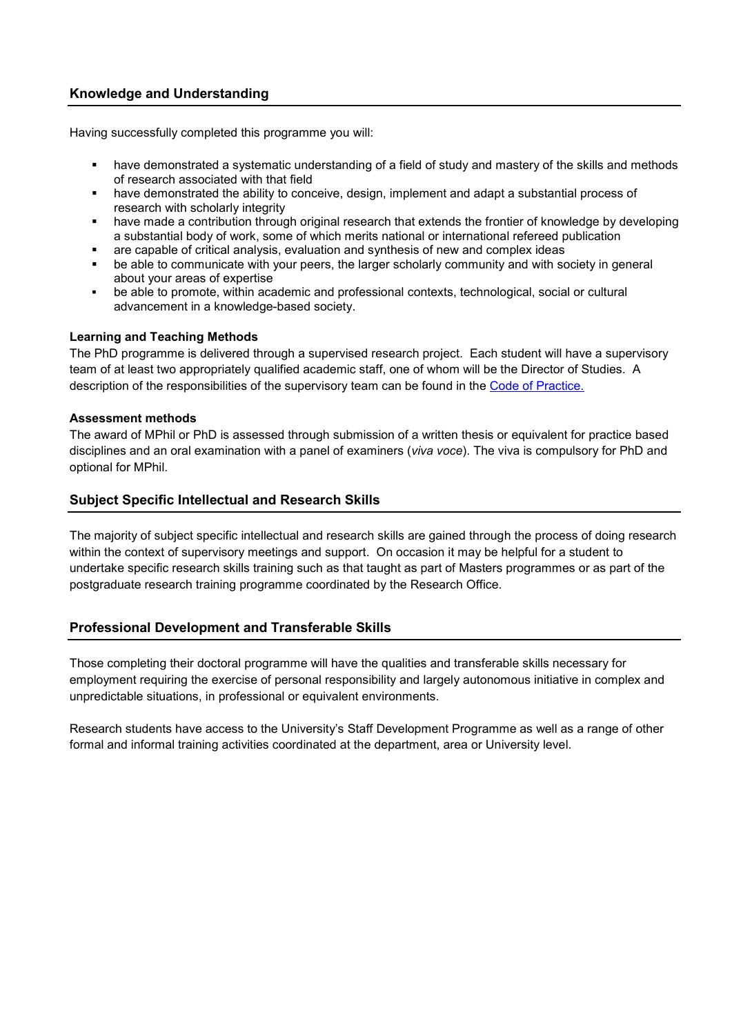## Knowledge and Understanding

Having successfully completed this programme you will:

- have demonstrated a systematic understanding of a field of study and mastery of the skills and methods of research associated with that field
- have demonstrated the ability to conceive, design, implement and adapt a substantial process of research with scholarly integrity
- have made a contribution through original research that extends the frontier of knowledge by developing a substantial body of work, some of which merits national or international refereed publication
- are capable of critical analysis, evaluation and synthesis of new and complex ideas
- be able to communicate with your peers, the larger scholarly community and with society in general about your areas of expertise
- be able to promote, within academic and professional contexts, technological, social or cultural advancement in a knowledge-based society.

**Learning and Teaching Methods**

The PhD programme is delivered through a supervised research project. Each student will have a supervisory team of at least two appropriately qualified academic staff, one of whom will be the Director of Studies. A description of the responsibilities of the supervisory team can be found in the Code of Practice.

**Assessment methods**

The award of MPhil or PhD is assessed through submission of a written thesis or equivalent for practice based disciplines and an oral examination with a panel of examiners (*viva voce*). The viva is compulsory for PhD and optional for MPhil.

## Subject Specific Intellectual and Research Skills

The majority of subject specific intellectual and research skills are gained through the process of doing research within the context of supervisory meetings and support. On occasion it may be helpful for a student to undertake specific research skills training such as that taught as part of Masters programmes or as part of the postgraduate research training programme coordinated by the Research Office.

## Professional Development and Transferable Skills

Those completing their doctoral programme will have the qualities and transferable skills necessary for employment requiring the exercise of personal responsibility and largely autonomous initiative in complex and unpredictable situations, in professional or equivalent environments.

Research students have access to the University's Staff Development Programme as well as a range of other formal and informal training activities coordinated at the department, area or University level.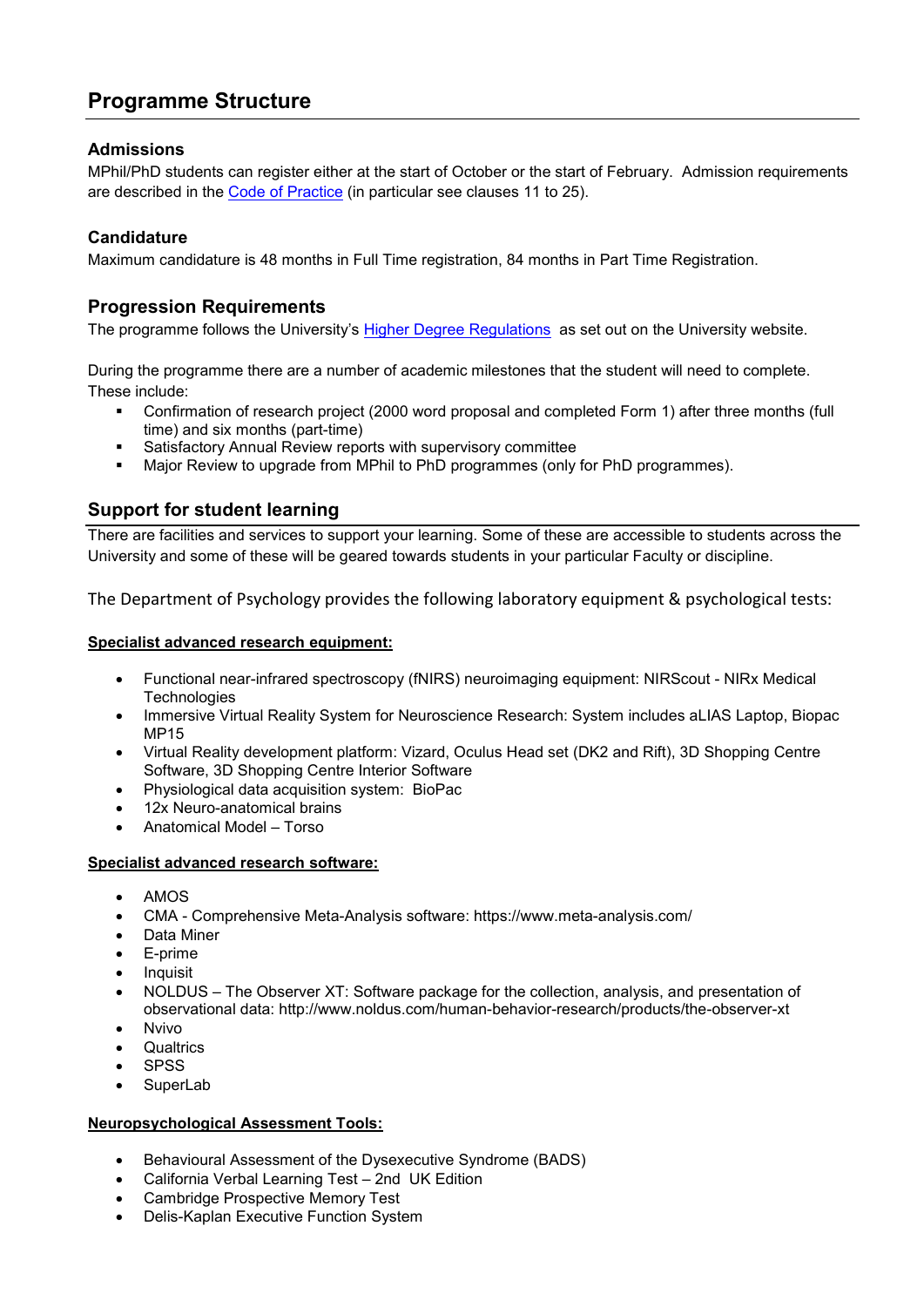## Programme Structure

### Admissions

MPhil/PhD students can register either at the start of October or the start of February. Admission requirements are described in the Code of Practice (in particular see clauses 11 to 25).

### Candidature

Maximum candidature is 48 months in Full Time registration, 84 months in Part Time Registration.

### Progression Requirements

The programme follows the University's Higher Degree Regulations as set out on the University website.

During the programme there are a number of academic milestones that the student will need to complete. These include:

- Confirmation of research project (2000 word proposal and completed Form 1) after three months (full time) and six months (part-time)
- Satisfactory Annual Review reports with supervisory committee
- Major Review to upgrade from MPhil to PhD programmes (only for PhD programmes).

### Support for student learning

There are facilities and services to support your learning. Some of these are accessible to students across the University and some of these will be geared towards students in your particular Faculty or discipline.

The Department of Psychology provides the following laboratory equipment & psychological tests:

**Specialist advanced research equipment:**

- Functional near-infrared spectroscopy (fNIRS) neuroimaging equipment: NIRScout - NIRx Medical Technologies
- Immersive Virtual Reality System for Neuroscience Research: System includes aLIAS Laptop, Biopac MP15
- Virtual Reality development platform: Vizard, Oculus Head set (DK2 and Rift), 3D Shopping Centre Software, 3D Shopping Centre Interior Software
- Physiological data acquisition system: BioPac
- 12x Neuro-anatomical brains
- Anatomical Model – Torso

**Specialist advanced research software:**

- AMOS
- CMA - Comprehensive Meta-Analysis software: https://www.meta-analysis.com/
- Data Miner
- E-prime
- Inquisit
- NOLDUS – The Observer XT: Software package for the collection, analysis, and presentation of observational data: http://www.noldus.com/human-behavior-research/products/the-observer-xt
- Nvivo
- Qualtrics
- SPSS
- SuperLab

**Neuropsychological Assessment Tools:**

- Behavioural Assessment of the Dysexecutive Syndrome (BADS)
- California Verbal Learning Test – 2nd UK Edition
- Cambridge Prospective Memory Test
- Delis-Kaplan Executive Function System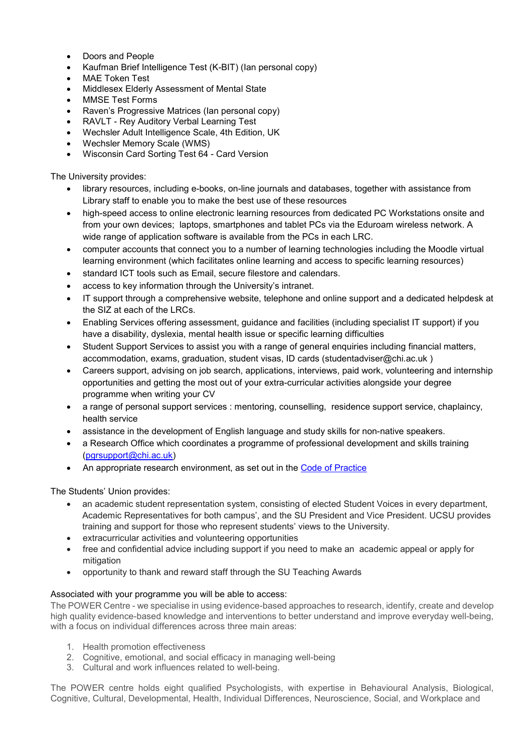- Doors and People
- Kaufman Brief Intelligence Test (K-BIT) (Ian personal copy)
- MAE Token Test
- Middlesex Elderly Assessment of Mental State
- MMSE Test Forms
- Raven's Progressive Matrices (Ian personal copy)
- RAVLT - Rey Auditory Verbal Learning Test
- Wechsler Adult Intelligence Scale, 4th Edition, UK
- Wechsler Memory Scale (WMS)
- Wisconsin Card Sorting Test 64 - Card Version

The University provides:

- library resources, including e-books, on-line journals and databases, together with assistance from Library staff to enable you to make the best use of these resources
- high-speed access to online electronic learning resources from dedicated PC Workstations onsite and from your own devices; laptops, smartphones and tablet PCs via the Eduroam wireless network. A wide range of application software is available from the PCs in each LRC.
- computer accounts that connect you to a number of learning technologies including the Moodle virtual learning environment (which facilitates online learning and access to specific learning resources)
- standard ICT tools such as Email, secure filestore and calendars.
- access to key information through the University's intranet.
- IT support through a comprehensive website, telephone and online support and a dedicated helpdesk at the SIZ at each of the LRCs.
- Enabling Services offering assessment, guidance and facilities (including specialist IT support) if you have a disability, dyslexia, mental health issue or specific learning difficulties
- Student Support Services to assist you with a range of general enquiries including financial matters, accommodation, exams, graduation, student visas, ID cards (studentadviser@chi.ac.uk )
- Careers support, advising on job search, applications, interviews, paid work, volunteering and internship opportunities and getting the most out of your extra-curricular activities alongside your degree programme when writing your CV
- a range of personal support services : mentoring, counselling, residence support service, chaplaincy, health service
- assistance in the development of English language and study skills for non-native speakers.
- a Research Office which coordinates a programme of professional development and skills training (pgrsupport@chi.ac.uk)
- An appropriate research environment, as set out in the Code of Practice

The Students' Union provides:

- an academic student representation system, consisting of elected Student Voices in every department, Academic Representatives for both campus', and the SU President and Vice President. UCSU provides training and support for those who represent students' views to the University.
- extracurricular activities and volunteering opportunities
- free and confidential advice including support if you need to make an academic appeal or apply for mitigation
- opportunity to thank and reward staff through the SU Teaching Awards

Associated with your programme you will be able to access:

The POWER Centre - we specialise in using evidence-based approaches to research, identify, create and develop high quality evidence-based knowledge and interventions to better understand and improve everyday well-being, with a focus on individual differences across three main areas:

1. Health promotion effectiveness
2. Cognitive, emotional, and social efficacy in managing well-being
3. Cultural and work influences related to well-being.

The POWER centre holds eight qualified Psychologists, with expertise in Behavioural Analysis, Biological, Cognitive, Cultural, Developmental, Health, Individual Differences, Neuroscience, Social, and Workplace and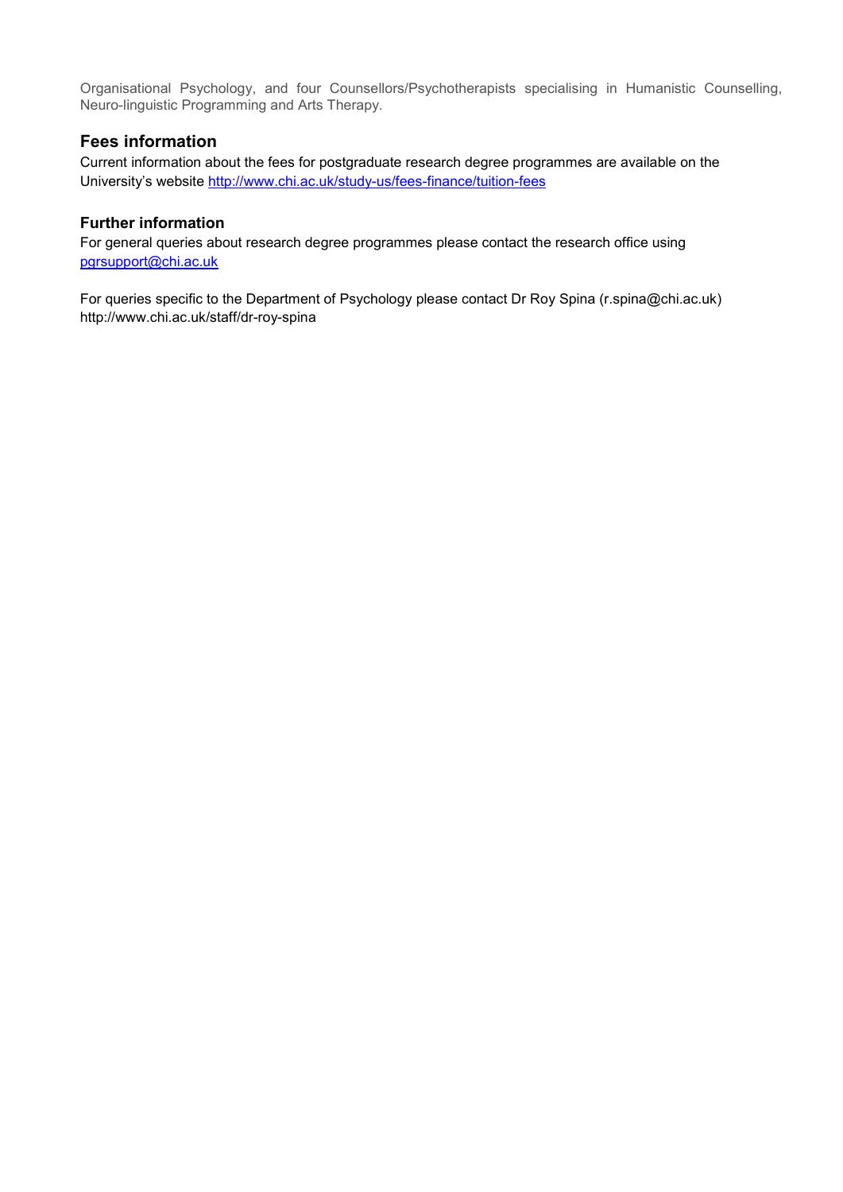Organisational Psychology, and four Counsellors/Psychotherapists specialising in Humanistic Counselling, Neuro-linguistic Programming and Arts Therapy.

### Fees information

Current information about the fees for postgraduate research degree programmes are available on the University's website http://www.chi.ac.uk/study-us/fees-finance/tuition-fees

### Further information

For general queries about research degree programmes please contact the research office using pgrsupport@chi.ac.uk

For queries specific to the Department of Psychology please contact Dr Roy Spina (r.spina@chi.ac.uk)
http://www.chi.ac.uk/staff/dr-roy-spina